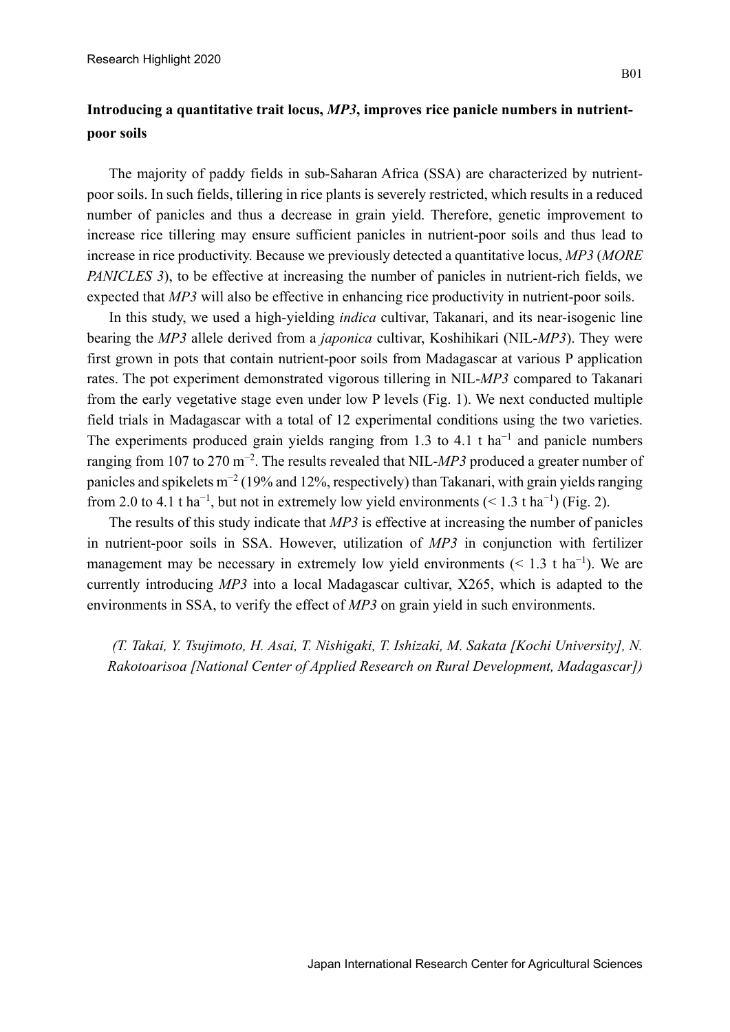# Introducing a quantitative trait locus, *MP3*, improves rice panicle numbers in nutrient-poor soils

The majority of paddy fields in sub-Saharan Africa (SSA) are characterized by nutrient-poor soils. In such fields, tillering in rice plants is severely restricted, which results in a reduced number of panicles and thus a decrease in grain yield. Therefore, genetic improvement to increase rice tillering may ensure sufficient panicles in nutrient-poor soils and thus lead to increase in rice productivity. Because we previously detected a quantitative locus, *MP3* (*MORE PANICLES 3*), to be effective at increasing the number of panicles in nutrient-rich fields, we expected that *MP3* will also be effective in enhancing rice productivity in nutrient-poor soils.

In this study, we used a high-yielding *indica* cultivar, Takanari, and its near-isogenic line bearing the *MP3* allele derived from a *japonica* cultivar, Koshihikari (NIL-*MP3*). They were first grown in pots that contain nutrient-poor soils from Madagascar at various P application rates. The pot experiment demonstrated vigorous tillering in NIL-*MP3* compared to Takanari from the early vegetative stage even under low P levels (Fig. 1). We next conducted multiple field trials in Madagascar with a total of 12 experimental conditions using the two varieties. The experiments produced grain yields ranging from 1.3 to 4.1 t $ha^{-1}$ and panicle numbers ranging from 107 to 270 $m^{-2}$. The results revealed that NIL-*MP3* produced a greater number of panicles and spikelets $m^{-2}$ (19% and 12%, respectively) than Takanari, with grain yields ranging from 2.0 to 4.1 t $ha^{-1}$, but not in extremely low yield environments ($< 1.3$ t $ha^{-1}$) (Fig. 2).

The results of this study indicate that *MP3* is effective at increasing the number of panicles in nutrient-poor soils in SSA. However, utilization of *MP3* in conjunction with fertilizer management may be necessary in extremely low yield environments ($< 1.3$ t $ha^{-1}$). We are currently introducing *MP3* into a local Madagascar cultivar, X265, which is adapted to the environments in SSA, to verify the effect of *MP3* on grain yield in such environments.

*(T. Takai, Y. Tsujimoto, H. Asai, T. Nishigaki, T. Ishizaki, M. Sakata [Kochi University], N. Rakotoarisoa [National Center of Applied Research on Rural Development, Madagascar])*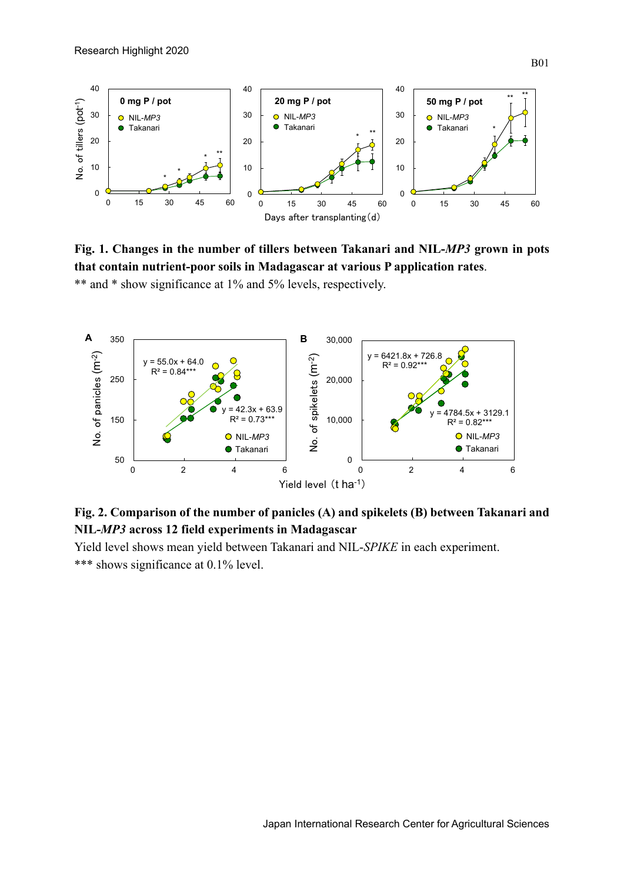0 mg P / pot

NIL-*MP3*

Takanari

20 mg P / pot

NIL-*MP3*

Takanari

50 mg P / pot

NIL-*MP3*

Takanari

No. of tillers (pot$^{-1}$)

Days after transplanting (d)

**Fig. 1. Changes in the number of tillers between Takanari and NIL-*MP3* grown in pots that contain nutrient-poor soils in Madagascar at various P application rates**.

** and * show significance at 1% and 5% levels, respectively.

A

y = 55.0x + 64.0

$R^2$ = 0.84***

y = 42.3x + 63.9

$R^2$ = 0.73***

NIL-*MP3*

Takanari

No. of panicles (m$^{-2}$)

B

y = 6421.8x + 726.8

$R^2$ = 0.92***

y = 4784.5x + 3129.1

$R^2$ = 0.82***

NIL-*MP3*

Takanari

No. of spikelets (m$^{-2}$)

Yield level (t ha$^{-1}$)

**Fig. 2. Comparison of the number of panicles (A) and spikelets (B) between Takanari and NIL-*MP3* across 12 field experiments in Madagascar**

Yield level shows mean yield between Takanari and NIL-*SPIKE* in each experiment.

*** shows significance at 0.1% level.